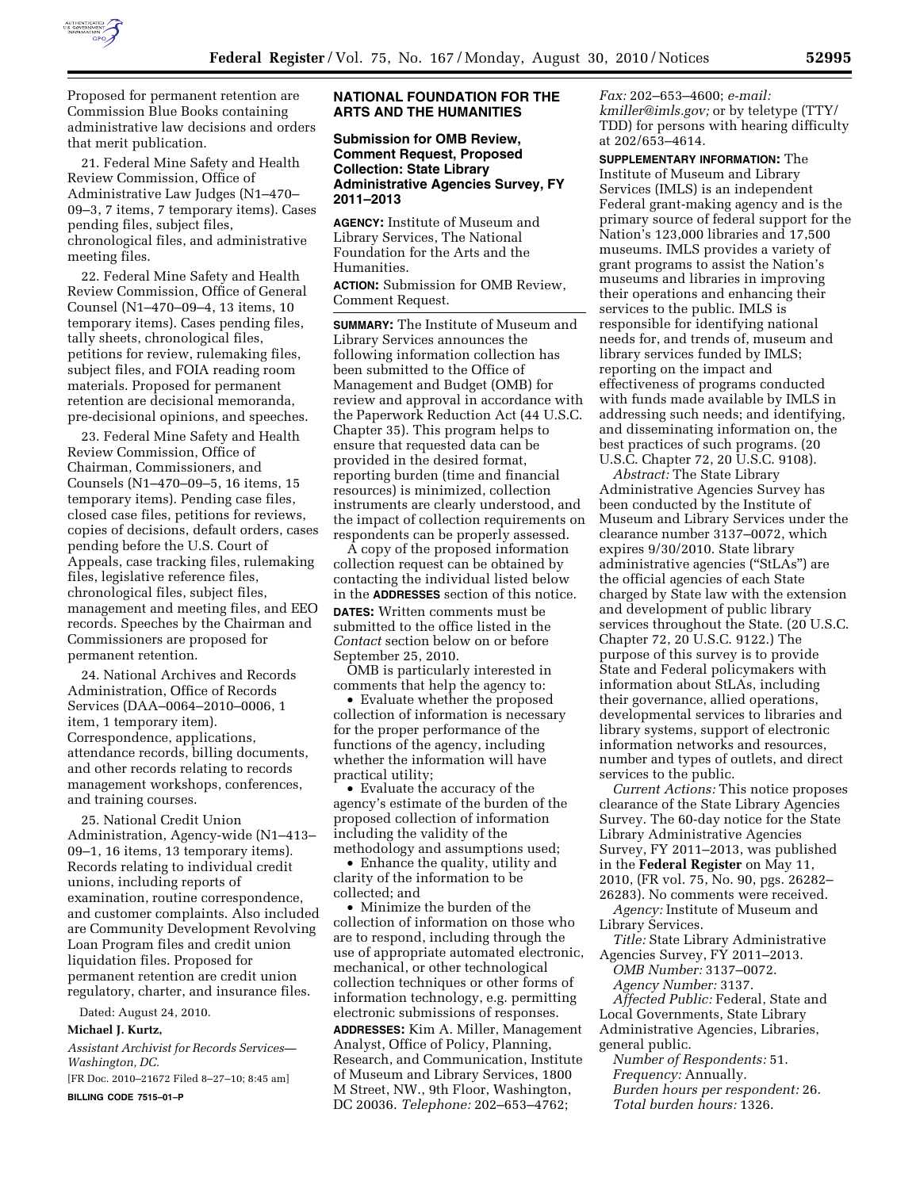Proposed for permanent retention are Commission Blue Books containing administrative law decisions and orders that merit publication.

21. Federal Mine Safety and Health Review Commission, Office of Administrative Law Judges (N1–470–09–3, 7 items, 7 temporary items). Cases pending files, subject files, chronological files, and administrative meeting files.

22. Federal Mine Safety and Health Review Commission, Office of General Counsel (N1–470–09–4, 13 items, 10 temporary items). Cases pending files, tally sheets, chronological files, petitions for review, rulemaking files, subject files, and FOIA reading room materials. Proposed for permanent retention are decisional memoranda, pre-decisional opinions, and speeches.

23. Federal Mine Safety and Health Review Commission, Office of Chairman, Commissioners, and Counsels (N1–470–09–5, 16 items, 15 temporary items). Pending case files, closed case files, petitions for reviews, copies of decisions, default orders, cases pending before the U.S. Court of Appeals, case tracking files, rulemaking files, legislative reference files, chronological files, subject files, management and meeting files, and EEO records. Speeches by the Chairman and Commissioners are proposed for permanent retention.

24. National Archives and Records Administration, Office of Records Services (DAA–0064–2010–0006, 1 item, 1 temporary item). Correspondence, applications, attendance records, billing documents, and other records relating to records management workshops, conferences, and training courses.

25. National Credit Union Administration, Agency-wide (N1–413–09–1, 16 items, 13 temporary items). Records relating to individual credit unions, including reports of examination, routine correspondence, and customer complaints. Also included are Community Development Revolving Loan Program files and credit union liquidation files. Proposed for permanent retention are credit union regulatory, charter, and insurance files.

Dated: August 24, 2010.

**Michael J. Kurtz,**

*Assistant Archivist for Records Services—Washington, DC.*

[FR Doc. 2010–21672 Filed 8–27–10; 8:45 am]

**BILLING CODE 7515–01–P**

## NATIONAL FOUNDATION FOR THE ARTS AND THE HUMANITIES

### Submission for OMB Review, Comment Request, Proposed Collection: State Library Administrative Agencies Survey, FY 2011–2013

**AGENCY:** Institute of Museum and Library Services, The National Foundation for the Arts and the Humanities.

**ACTION:** Submission for OMB Review, Comment Request.

**SUMMARY:** The Institute of Museum and Library Services announces the following information collection has been submitted to the Office of Management and Budget (OMB) for review and approval in accordance with the Paperwork Reduction Act (44 U.S.C. Chapter 35). This program helps to ensure that requested data can be provided in the desired format, reporting burden (time and financial resources) is minimized, collection instruments are clearly understood, and the impact of collection requirements on respondents can be properly assessed.

A copy of the proposed information collection request can be obtained by contacting the individual listed below in the **ADDRESSES** section of this notice.

**DATES:** Written comments must be submitted to the office listed in the *Contact* section below on or before September 25, 2010.

OMB is particularly interested in comments that help the agency to:

- Evaluate whether the proposed collection of information is necessary for the proper performance of the functions of the agency, including whether the information will have practical utility;
- Evaluate the accuracy of the agency's estimate of the burden of the proposed collection of information including the validity of the methodology and assumptions used;
- Enhance the quality, utility and clarity of the information to be collected; and
- Minimize the burden of the collection of information on those who are to respond, including through the use of appropriate automated electronic, mechanical, or other technological collection techniques or other forms of information technology, e.g. permitting electronic submissions of responses.

**ADDRESSES:** Kim A. Miller, Management Analyst, Office of Policy, Planning, Research, and Communication, Institute of Museum and Library Services, 1800 M Street, NW., 9th Floor, Washington, DC 20036. *Telephone:* 202–653–4762; *Fax:* 202–653–4600; *e-mail: kmiller@imls.gov;* or by teletype (TTY/TDD) for persons with hearing difficulty at 202/653–4614.

**SUPPLEMENTARY INFORMATION:** The Institute of Museum and Library Services (IMLS) is an independent Federal grant-making agency and is the primary source of federal support for the Nation's 123,000 libraries and 17,500 museums. IMLS provides a variety of grant programs to assist the Nation's museums and libraries in improving their operations and enhancing their services to the public. IMLS is responsible for identifying national needs for, and trends of, museum and library services funded by IMLS; reporting on the impact and effectiveness of programs conducted with funds made available by IMLS in addressing such needs; and identifying, and disseminating information on, the best practices of such programs. (20 U.S.C. Chapter 72, 20 U.S.C. 9108).

*Abstract:* The State Library Administrative Agencies Survey has been conducted by the Institute of Museum and Library Services under the clearance number 3137–0072, which expires 9/30/2010. State library administrative agencies ("StLAs") are the official agencies of each State charged by State law with the extension and development of public library services throughout the State. (20 U.S.C. Chapter 72, 20 U.S.C. 9122.) The purpose of this survey is to provide State and Federal policymakers with information about StLAs, including their governance, allied operations, developmental services to libraries and library systems, support of electronic information networks and resources, number and types of outlets, and direct services to the public.

*Current Actions:* This notice proposes clearance of the State Library Agencies Survey. The 60-day notice for the State Library Administrative Agencies Survey, FY 2011–2013, was published in the **Federal Register** on May 11, 2010, (FR vol. 75, No. 90, pgs. 26282–26283). No comments were received.

*Agency:* Institute of Museum and Library Services.

*Title:* State Library Administrative Agencies Survey, FY 2011–2013.

*OMB Number:* 3137–0072.

*Agency Number:* 3137.

*Affected Public:* Federal, State and Local Governments, State Library Administrative Agencies, Libraries, general public.

*Number of Respondents:* 51.

*Frequency:* Annually.

*Burden hours per respondent:* 26.

*Total burden hours:* 1326.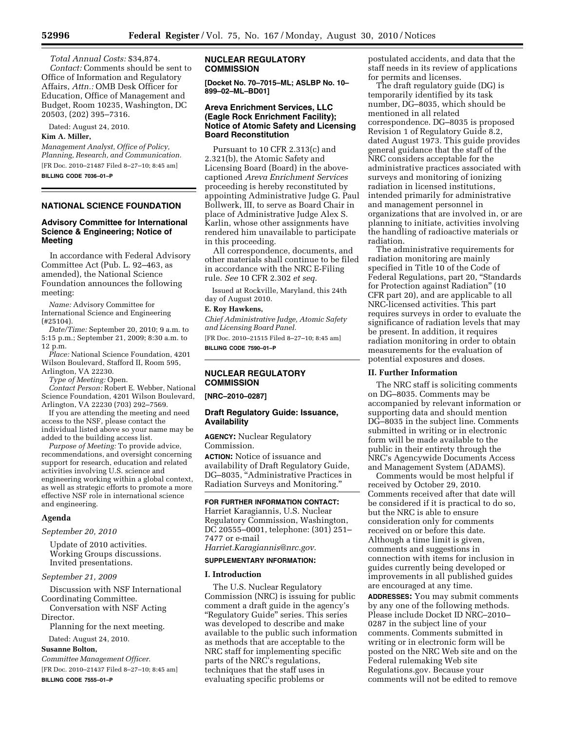*Total Annual Costs:* $34,874.

*Contact:* Comments should be sent to Office of Information and Regulatory Affairs, *Attn.:* OMB Desk Officer for Education, Office of Management and Budget, Room 10235, Washington, DC 20503, (202) 395–7316.

Dated: August 24, 2010.

**Kim A. Miller,**

*Management Analyst, Office of Policy, Planning, Research, and Communication.*

[FR Doc. 2010–21487 Filed 8–27–10; 8:45 am]

**BILLING CODE 7036–01–P**

## NATIONAL SCIENCE FOUNDATION

### Advisory Committee for International Science & Engineering; Notice of Meeting

In accordance with Federal Advisory Committee Act (Pub. L. 92–463, as amended), the National Science Foundation announces the following meeting:

*Name:* Advisory Committee for International Science and Engineering (#25104).

*Date/Time:* September 20, 2010; 9 a.m. to 5:15 p.m.; September 21, 2009; 8:30 a.m. to 12 p.m.

*Place:* National Science Foundation, 4201 Wilson Boulevard, Stafford II, Room 595, Arlington, VA 22230.

*Type of Meeting:* Open.

*Contact Person:* Robert E. Webber, National Science Foundation, 4201 Wilson Boulevard, Arlington, VA 22230 (703) 292–7569.

If you are attending the meeting and need access to the NSF, please contact the individual listed above so your name may be added to the building access list.

*Purpose of Meeting:* To provide advice, recommendations, and oversight concerning support for research, education and related activities involving U.S. science and engineering working within a global context, as well as strategic efforts to promote a more effective NSF role in international science and engineering.

### Agenda

*September 20, 2010*

Update of 2010 activities.
Working Groups discussions.
Invited presentations.

*September 21, 2009*

Discussion with NSF International Coordinating Committee.
Conversation with NSF Acting Director.
Planning for the next meeting.

Dated: August 24, 2010.

**Susanne Bolton,**

*Committee Management Officer.*

[FR Doc. 2010–21437 Filed 8–27–10; 8:45 am]

**BILLING CODE 7555–01–P**

## NUCLEAR REGULATORY COMMISSION

**[Docket No. 70–7015–ML; ASLBP No. 10–899–02–ML–BD01]**

### Areva Enrichment Services, LLC (Eagle Rock Enrichment Facility); Notice of Atomic Safety and Licensing Board Reconstitution

Pursuant to 10 CFR 2.313(c) and 2.321(b), the Atomic Safety and Licensing Board (Board) in the above-captioned *Areva Enrichment Services* proceeding is hereby reconstituted by appointing Administrative Judge G. Paul Bollwerk, III, to serve as Board Chair in place of Administrative Judge Alex S. Karlin, whose other assignments have rendered him unavailable to participate in this proceeding.

All correspondence, documents, and other materials shall continue to be filed in accordance with the NRC E-Filing rule. *See* 10 CFR 2.302 *et seq.*

Issued at Rockville, Maryland, this 24th day of August 2010.

**E. Roy Hawkens,**

*Chief Administrative Judge, Atomic Safety and Licensing Board Panel.*

[FR Doc. 2010–21515 Filed 8–27–10; 8:45 am]

**BILLING CODE 7590–01–P**

## NUCLEAR REGULATORY COMMISSION

**[NRC–2010–0287]**

### Draft Regulatory Guide: Issuance, Availability

**AGENCY:** Nuclear Regulatory Commission.

**ACTION:** Notice of issuance and availability of Draft Regulatory Guide, DG–8035, "Administrative Practices in Radiation Surveys and Monitoring."

**FOR FURTHER INFORMATION CONTACT:** Harriet Karagiannis, U.S. Nuclear Regulatory Commission, Washington, DC 20555–0001, telephone: (301) 251–7477 or e-mail *Harriet.Karagiannis@nrc.gov.*

**SUPPLEMENTARY INFORMATION:**

### I. Introduction

The U.S. Nuclear Regulatory Commission (NRC) is issuing for public comment a draft guide in the agency's "Regulatory Guide" series. This series was developed to describe and make available to the public such information as methods that are acceptable to the NRC staff for implementing specific parts of the NRC's regulations, techniques that the staff uses in evaluating specific problems or postulated accidents, and data that the staff needs in its review of applications for permits and licenses.

The draft regulatory guide (DG) is temporarily identified by its task number, DG–8035, which should be mentioned in all related correspondence. DG–8035 is proposed Revision 1 of Regulatory Guide 8.2, dated August 1973. This guide provides general guidance that the staff of the NRC considers acceptable for the administrative practices associated with surveys and monitoring of ionizing radiation in licensed institutions, intended primarily for administrative and management personnel in organizations that are involved in, or are planning to initiate, activities involving the handling of radioactive materials or radiation.

The administrative requirements for radiation monitoring are mainly specified in Title 10 of the Code of Federal Regulations, part 20, "Standards for Protection against Radiation" (10 CFR part 20), and are applicable to all NRC-licensed activities. This part requires surveys in order to evaluate the significance of radiation levels that may be present. In addition, it requires radiation monitoring in order to obtain measurements for the evaluation of potential exposures and doses.

### II. Further Information

The NRC staff is soliciting comments on DG–8035. Comments may be accompanied by relevant information or supporting data and should mention DG–8035 in the subject line. Comments submitted in writing or in electronic form will be made available to the public in their entirety through the NRC's Agencywide Documents Access and Management System (ADAMS).

Comments would be most helpful if received by October 29, 2010. Comments received after that date will be considered if it is practical to do so, but the NRC is able to ensure consideration only for comments received on or before this date. Although a time limit is given, comments and suggestions in connection with items for inclusion in guides currently being developed or improvements in all published guides are encouraged at any time.

**ADDRESSES:** You may submit comments by any one of the following methods. Please include Docket ID NRC–2010–0287 in the subject line of your comments. Comments submitted in writing or in electronic form will be posted on the NRC Web site and on the Federal rulemaking Web site Regulations.gov. Because your comments will not be edited to remove